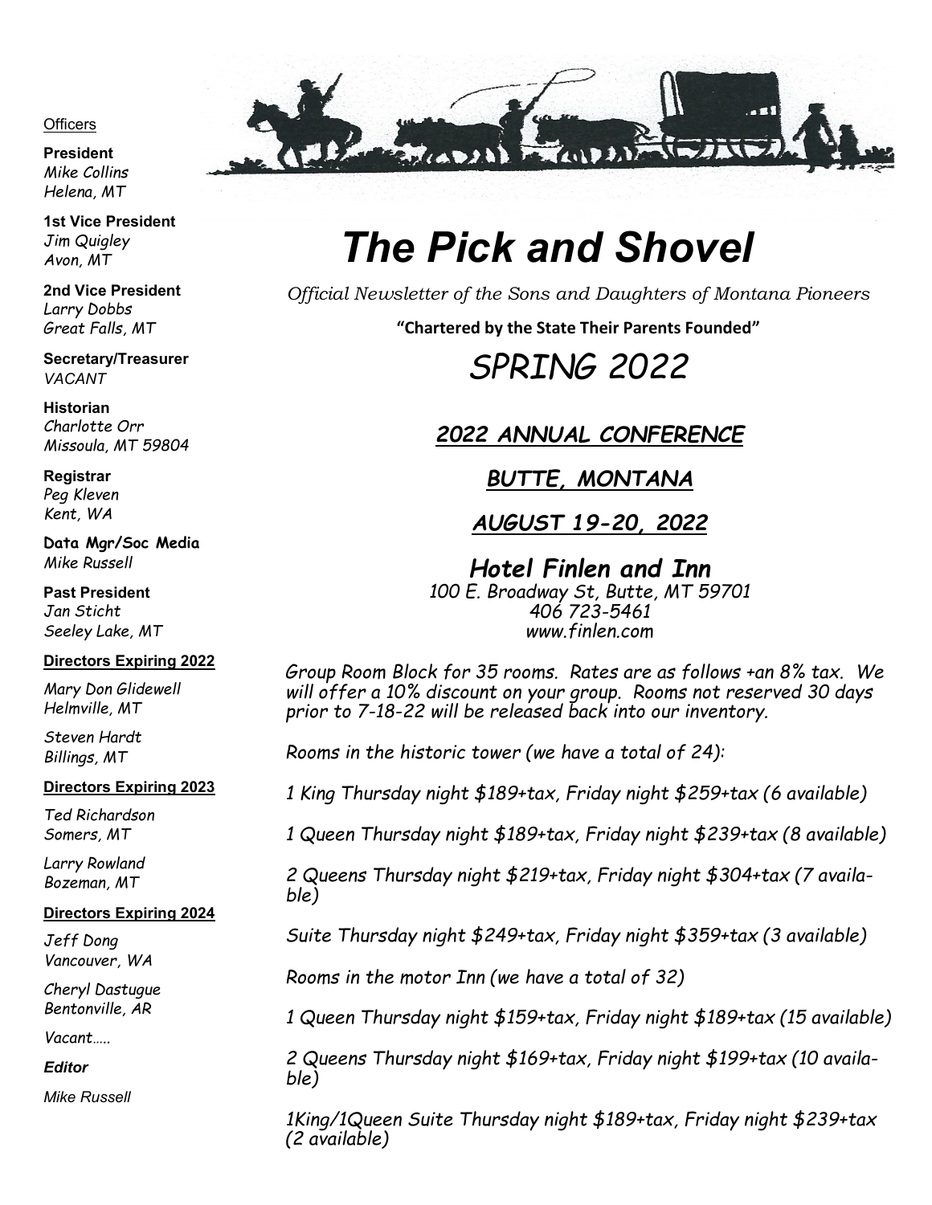# The Pick and Shovel

*Official Newsletter of the Sons and Daughters of Montana Pioneers*

**"Chartered by the State Their Parents Founded"**

## SPRING 2022

Officers

**President**
*Mike Collins*
*Helena, MT*

**1st Vice President**
*Jim Quigley*
*Avon, MT*

**2nd Vice President**
*Larry Dobbs*
*Great Falls, MT*

**Secretary/Treasurer**
*VACANT*

**Historian**
*Charlotte Orr*
*Missoula, MT 59804*

**Registrar**
*Peg Kleven*
*Kent, WA*

**Data Mgr/Soc Media**
*Mike Russell*

**Past President**
*Jan Sticht*
*Seeley Lake, MT*

**Directors Expiring 2022**

*Mary Don Glidewell*
*Helmville, MT*

*Steven Hardt*
*Billings, MT*

**Directors Expiring 2023**

*Ted Richardson*
*Somers, MT*

*Larry Rowland*
*Bozeman, MT*

**Directors Expiring 2024**

*Jeff Dong*
*Vancouver, WA*

*Cheryl Dastugue*
*Bentonville, AR*

*Vacant…..*

***Editor***

*Mike Russell*

### *2022 ANNUAL CONFERENCE*

### *BUTTE, MONTANA*

### *AUGUST 19-20, 2022*

### *Hotel Finlen and Inn*

*100 E. Broadway St, Butte, MT 59701*
*406 723-5461*
*www.finlen.com*

*Group Room Block for 35 rooms. Rates are as follows +an 8% tax. We will offer a 10% discount on your group. Rooms not reserved 30 days prior to 7-18-22 will be released back into our inventory.*

*Rooms in the historic tower (we have a total of 24):*

*1 King Thursday night $189+tax, Friday night $259+tax (6 available)*

*1 Queen Thursday night $189+tax, Friday night $239+tax (8 available)*

*2 Queens Thursday night $219+tax, Friday night $304+tax (7 available)*

*Suite Thursday night $249+tax, Friday night $359+tax (3 available)*

*Rooms in the motor Inn (we have a total of 32)*

*1 Queen Thursday night $159+tax, Friday night $189+tax (15 available)*

*2 Queens Thursday night $169+tax, Friday night $199+tax (10 available)*

*1King/1Queen Suite Thursday night $189+tax, Friday night $239+tax (2 available)*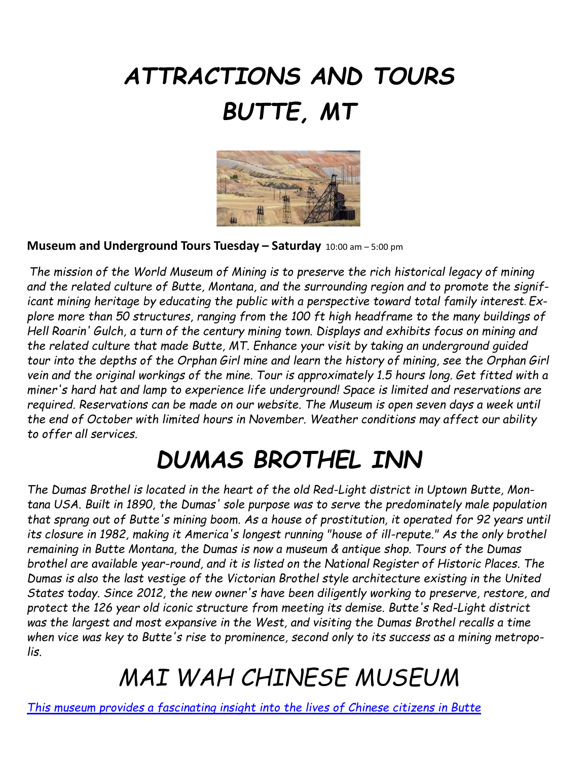# *ATTRACTIONS AND TOURS BUTTE, MT*

**Museum and Underground Tours Tuesday – Saturday** 10:00 am – 5:00 pm

*The mission of the World Museum of Mining is to preserve the rich historical legacy of mining and the related culture of Butte, Montana, and the surrounding region and to promote the significant mining heritage by educating the public with a perspective toward total family interest. Explore more than 50 structures, ranging from the 100 ft high headframe to the many buildings of Hell Roarin' Gulch, a turn of the century mining town. Displays and exhibits focus on mining and the related culture that made Butte, MT. Enhance your visit by taking an underground guided tour into the depths of the Orphan Girl mine and learn the history of mining, see the Orphan Girl vein and the original workings of the mine. Tour is approximately 1.5 hours long. Get fitted with a miner's hard hat and lamp to experience life underground! Space is limited and reservations are required. Reservations can be made on our website. The Museum is open seven days a week until the end of October with limited hours in November. Weather conditions may affect our ability to offer all services.*

# *DUMAS BROTHEL INN*

*The Dumas Brothel is located in the heart of the old Red-Light district in Uptown Butte, Montana USA. Built in 1890, the Dumas' sole purpose was to serve the predominately male population that sprang out of Butte's mining boom. As a house of prostitution, it operated for 92 years until its closure in 1982, making it America's longest running "house of ill-repute." As the only brothel remaining in Butte Montana, the Dumas is now a museum & antique shop. Tours of the Dumas brothel are available year-round, and it is listed on the National Register of Historic Places. The Dumas is also the last vestige of the Victorian Brothel style architecture existing in the United States today. Since 2012, the new owner's have been diligently working to preserve, restore, and protect the 126 year old iconic structure from meeting its demise. Butte's Red-Light district was the largest and most expansive in the West, and visiting the Dumas Brothel recalls a time when vice was key to Butte's rise to prominence, second only to its success as a mining metropolis.*

# *MAI WAH CHINESE MUSEUM*

*This museum provides a fascinating insight into the lives of Chinese citizens in Butte*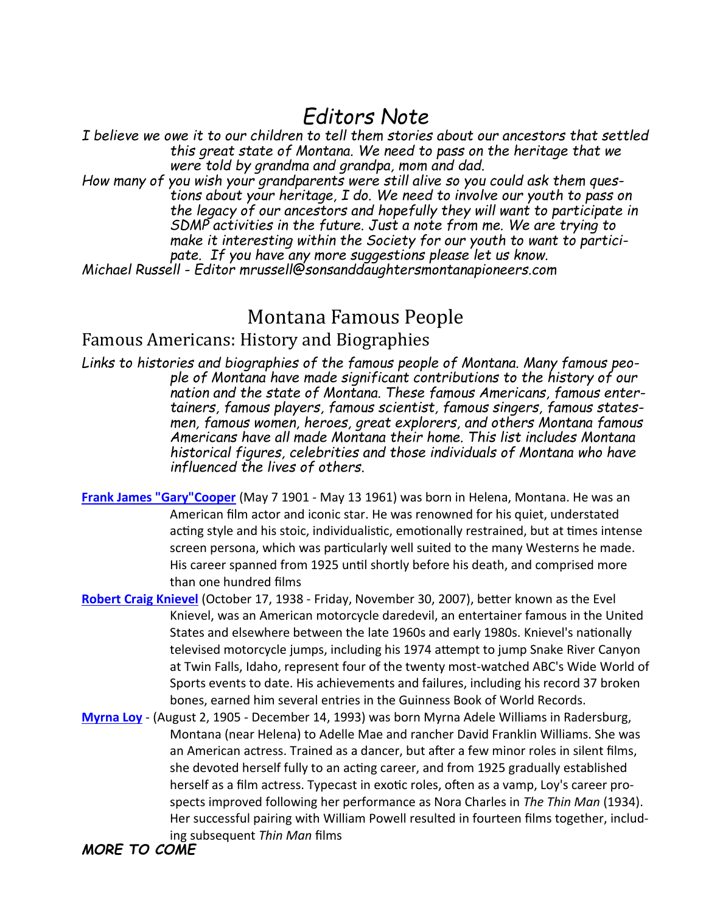# *Editors Note*

*I believe we owe it to our children to tell them stories about our ancestors that settled this great state of Montana. We need to pass on the heritage that we were told by grandma and grandpa, mom and dad.*

*How many of you wish your grandparents were still alive so you could ask them questions about your heritage, I do. We need to involve our youth to pass on the legacy of our ancestors and hopefully they will want to participate in SDMP activities in the future. Just a note from me. We are trying to make it interesting within the Society for our youth to want to participate. If you have any more suggestions please let us know.*

*Michael Russell - Editor mrussell@sonsanddaughtersmontanapioneers.com*

# Montana Famous People

## Famous Americans: History and Biographies

*Links to histories and biographies of the famous people of Montana. Many famous people of Montana have made significant contributions to the history of our nation and the state of Montana. These famous Americans, famous entertainers, famous players, famous scientist, famous singers, famous statesmen, famous women, heroes, great explorers, and others Montana famous Americans have all made Montana their home. This list includes Montana historical figures, celebrities and those individuals of Montana who have influenced the lives of others.*

**Frank James "Gary"Cooper** (May 7 1901 - May 13 1961) was born in Helena, Montana. He was an American film actor and iconic star. He was renowned for his quiet, understated acting style and his stoic, individualistic, emotionally restrained, but at times intense screen persona, which was particularly well suited to the many Westerns he made. His career spanned from 1925 until shortly before his death, and comprised more than one hundred films

**Robert Craig Knievel** (October 17, 1938 - Friday, November 30, 2007), better known as the Evel Knievel, was an American motorcycle daredevil, an entertainer famous in the United States and elsewhere between the late 1960s and early 1980s. Knievel's nationally televised motorcycle jumps, including his 1974 attempt to jump Snake River Canyon at Twin Falls, Idaho, represent four of the twenty most-watched ABC's Wide World of Sports events to date. His achievements and failures, including his record 37 broken bones, earned him several entries in the Guinness Book of World Records.

**Myrna Loy** - (August 2, 1905 - December 14, 1993) was born Myrna Adele Williams in Radersburg, Montana (near Helena) to Adelle Mae and rancher David Franklin Williams. She was an American actress. Trained as a dancer, but after a few minor roles in silent films, she devoted herself fully to an acting career, and from 1925 gradually established herself as a film actress. Typecast in exotic roles, often as a vamp, Loy's career prospects improved following her performance as Nora Charles in *The Thin Man* (1934). Her successful pairing with William Powell resulted in fourteen films together, including subsequent *Thin Man* films

***MORE TO COME***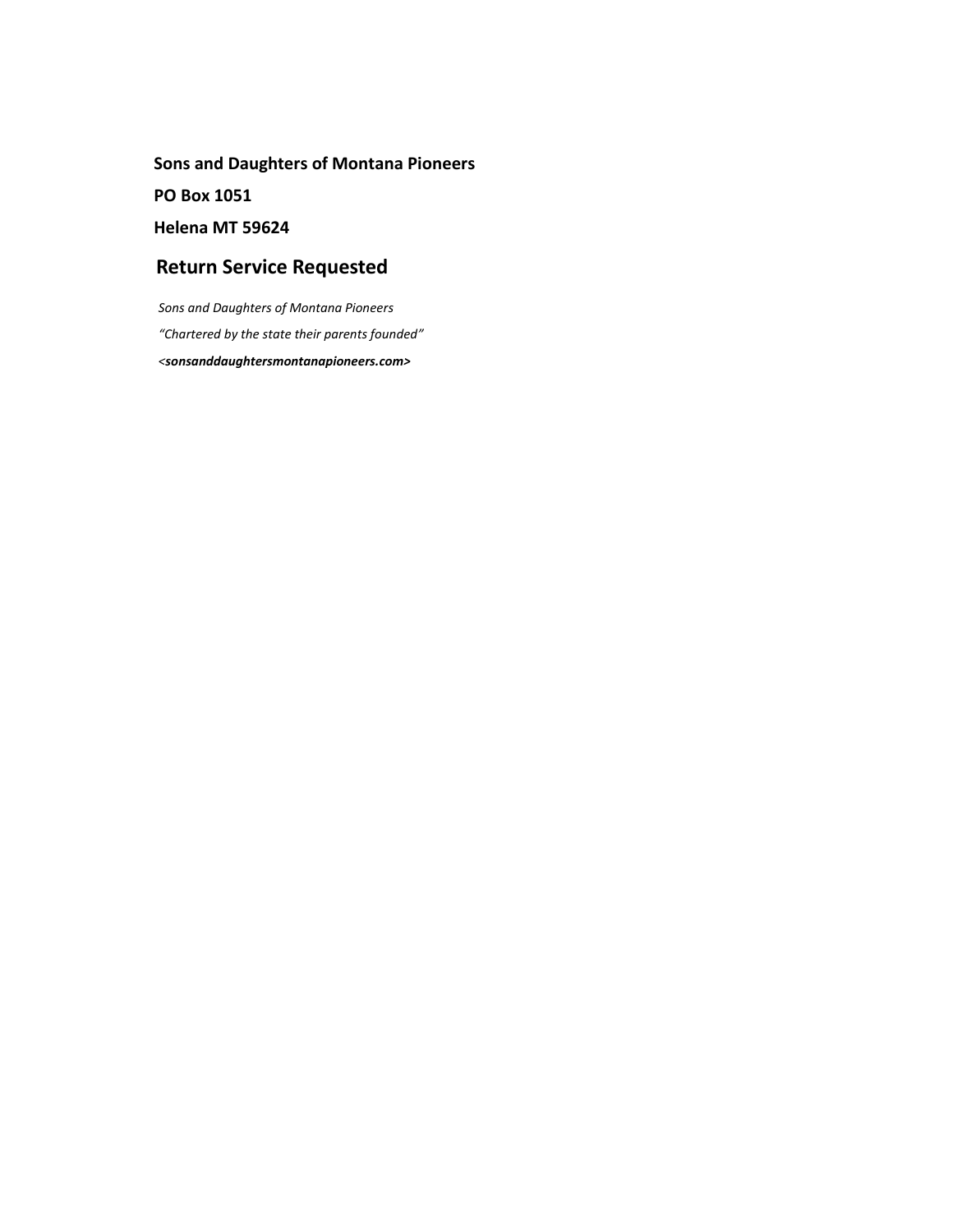**Sons and Daughters of Montana Pioneers**

**PO Box 1051**

**Helena MT 59624**

**Return Service Requested**

*Sons and Daughters of Montana Pioneers*

*"Chartered by the state their parents founded"*

*<**sonsanddaughtersmontanapioneers.com**>*